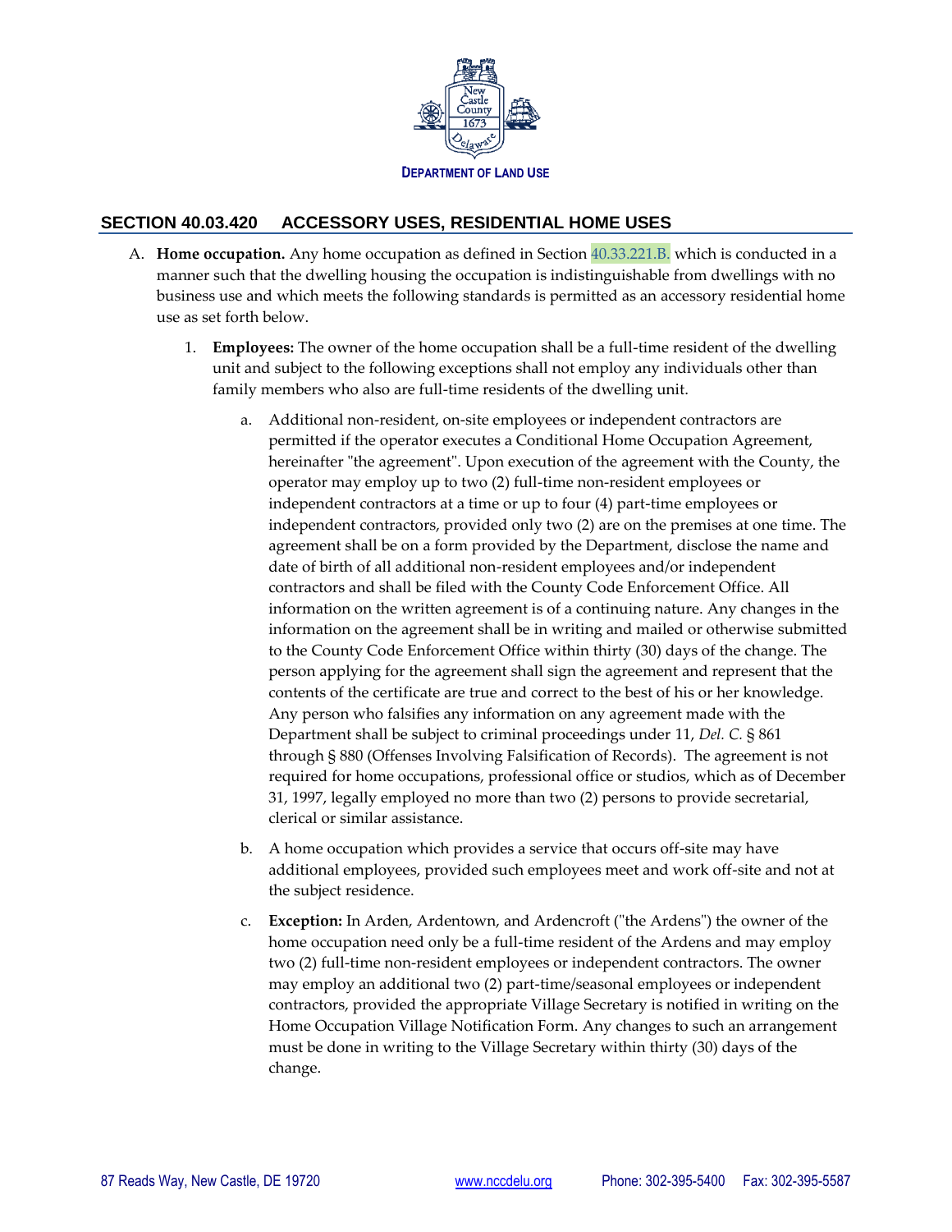DEPARTMENT OF LAND USE

## SECTION 40.03.420 ACCESSORY USES, RESIDENTIAL HOME USES

A. **Home occupation.** Any home occupation as defined in Section 40.33.221.B. which is conducted in a manner such that the dwelling housing the occupation is indistinguishable from dwellings with no business use and which meets the following standards is permitted as an accessory residential home use as set forth below.

1. **Employees:** The owner of the home occupation shall be a full-time resident of the dwelling unit and subject to the following exceptions shall not employ any individuals other than family members who also are full-time residents of the dwelling unit.

   a. Additional non-resident, on-site employees or independent contractors are permitted if the operator executes a Conditional Home Occupation Agreement, hereinafter "the agreement". Upon execution of the agreement with the County, the operator may employ up to two (2) full-time non-resident employees or independent contractors at a time or up to four (4) part-time employees or independent contractors, provided only two (2) are on the premises at one time. The agreement shall be on a form provided by the Department, disclose the name and date of birth of all additional non-resident employees and/or independent contractors and shall be filed with the County Code Enforcement Office. All information on the written agreement is of a continuing nature. Any changes in the information on the agreement shall be in writing and mailed or otherwise submitted to the County Code Enforcement Office within thirty (30) days of the change. The person applying for the agreement shall sign the agreement and represent that the contents of the certificate are true and correct to the best of his or her knowledge. Any person who falsifies any information on any agreement made with the Department shall be subject to criminal proceedings under 11, *Del. C.* § 861 through § 880 (Offenses Involving Falsification of Records). The agreement is not required for home occupations, professional office or studios, which as of December 31, 1997, legally employed no more than two (2) persons to provide secretarial, clerical or similar assistance.

   b. A home occupation which provides a service that occurs off-site may have additional employees, provided such employees meet and work off-site and not at the subject residence.

   c. **Exception:** In Arden, Ardentown, and Ardencroft ("the Ardens") the owner of the home occupation need only be a full-time resident of the Ardens and may employ two (2) full-time non-resident employees or independent contractors. The owner may employ an additional two (2) part-time/seasonal employees or independent contractors, provided the appropriate Village Secretary is notified in writing on the Home Occupation Village Notification Form. Any changes to such an arrangement must be done in writing to the Village Secretary within thirty (30) days of the change.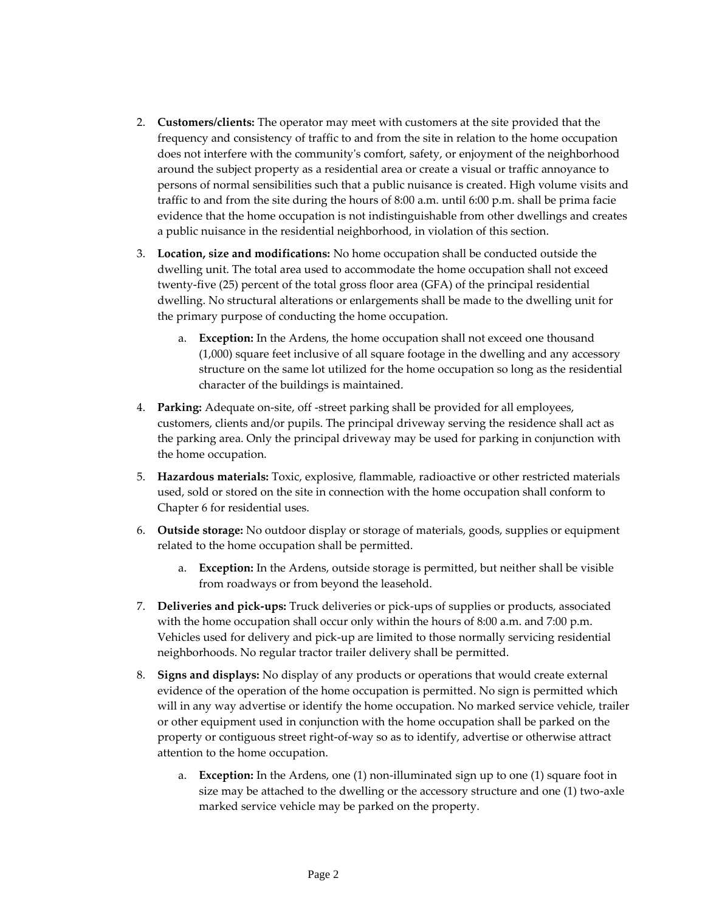2. **Customers/clients:** The operator may meet with customers at the site provided that the frequency and consistency of traffic to and from the site in relation to the home occupation does not interfere with the community's comfort, safety, or enjoyment of the neighborhood around the subject property as a residential area or create a visual or traffic annoyance to persons of normal sensibilities such that a public nuisance is created. High volume visits and traffic to and from the site during the hours of 8:00 a.m. until 6:00 p.m. shall be prima facie evidence that the home occupation is not indistinguishable from other dwellings and creates a public nuisance in the residential neighborhood, in violation of this section.

3. **Location, size and modifications:** No home occupation shall be conducted outside the dwelling unit. The total area used to accommodate the home occupation shall not exceed twenty-five (25) percent of the total gross floor area (GFA) of the principal residential dwelling. No structural alterations or enlargements shall be made to the dwelling unit for the primary purpose of conducting the home occupation.

   a. **Exception:** In the Ardens, the home occupation shall not exceed one thousand (1,000) square feet inclusive of all square footage in the dwelling and any accessory structure on the same lot utilized for the home occupation so long as the residential character of the buildings is maintained.

4. **Parking:** Adequate on-site, off -street parking shall be provided for all employees, customers, clients and/or pupils. The principal driveway serving the residence shall act as the parking area. Only the principal driveway may be used for parking in conjunction with the home occupation.

5. **Hazardous materials:** Toxic, explosive, flammable, radioactive or other restricted materials used, sold or stored on the site in connection with the home occupation shall conform to Chapter 6 for residential uses.

6. **Outside storage:** No outdoor display or storage of materials, goods, supplies or equipment related to the home occupation shall be permitted.

   a. **Exception:** In the Ardens, outside storage is permitted, but neither shall be visible from roadways or from beyond the leasehold.

7. **Deliveries and pick-ups:** Truck deliveries or pick-ups of supplies or products, associated with the home occupation shall occur only within the hours of 8:00 a.m. and 7:00 p.m. Vehicles used for delivery and pick-up are limited to those normally servicing residential neighborhoods. No regular tractor trailer delivery shall be permitted.

8. **Signs and displays:** No display of any products or operations that would create external evidence of the operation of the home occupation is permitted. No sign is permitted which will in any way advertise or identify the home occupation. No marked service vehicle, trailer or other equipment used in conjunction with the home occupation shall be parked on the property or contiguous street right-of-way so as to identify, advertise or otherwise attract attention to the home occupation.

   a. **Exception:** In the Ardens, one (1) non-illuminated sign up to one (1) square foot in size may be attached to the dwelling or the accessory structure and one (1) two-axle marked service vehicle may be parked on the property.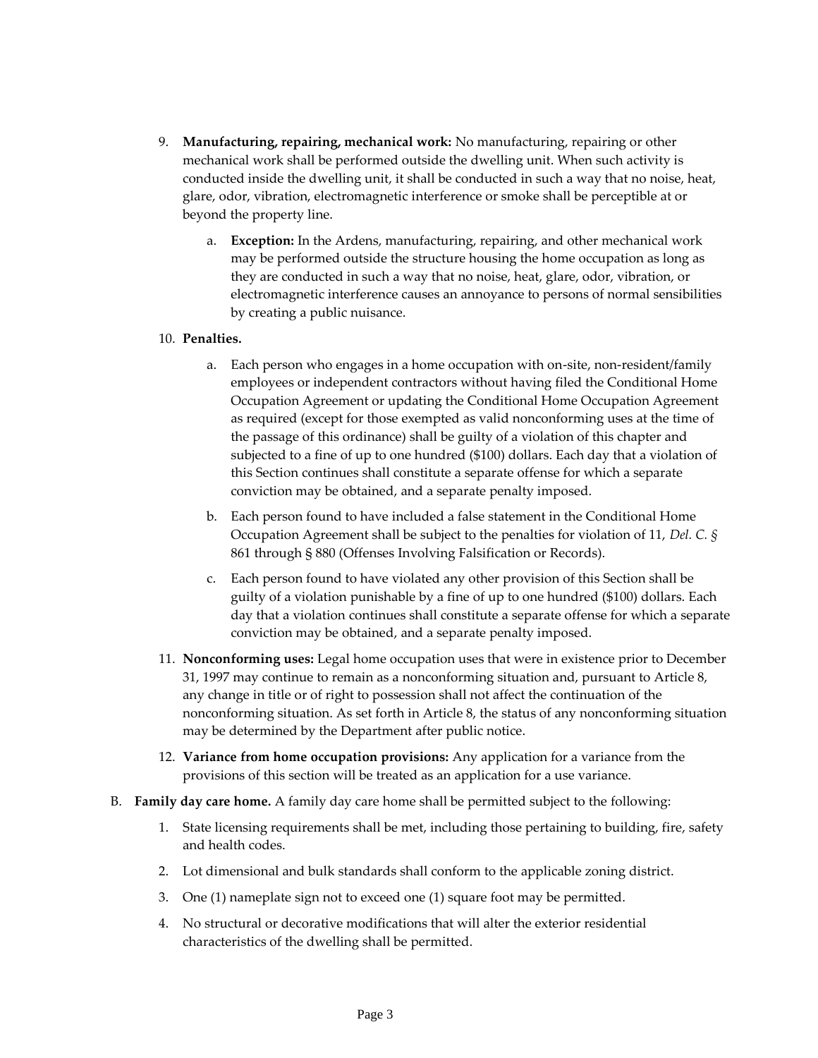9. **Manufacturing, repairing, mechanical work:** No manufacturing, repairing or other mechanical work shall be performed outside the dwelling unit. When such activity is conducted inside the dwelling unit, it shall be conducted in such a way that no noise, heat, glare, odor, vibration, electromagnetic interference or smoke shall be perceptible at or beyond the property line.

    a. **Exception:** In the Ardens, manufacturing, repairing, and other mechanical work may be performed outside the structure housing the home occupation as long as they are conducted in such a way that no noise, heat, glare, odor, vibration, or electromagnetic interference causes an annoyance to persons of normal sensibilities by creating a public nuisance.

10. **Penalties.**

    a. Each person who engages in a home occupation with on-site, non-resident/family employees or independent contractors without having filed the Conditional Home Occupation Agreement or updating the Conditional Home Occupation Agreement as required (except for those exempted as valid nonconforming uses at the time of the passage of this ordinance) shall be guilty of a violation of this chapter and subjected to a fine of up to one hundred ($100) dollars. Each day that a violation of this Section continues shall constitute a separate offense for which a separate conviction may be obtained, and a separate penalty imposed.

    b. Each person found to have included a false statement in the Conditional Home Occupation Agreement shall be subject to the penalties for violation of 11, *Del. C.* § 861 through § 880 (Offenses Involving Falsification or Records).

    c. Each person found to have violated any other provision of this Section shall be guilty of a violation punishable by a fine of up to one hundred ($100) dollars. Each day that a violation continues shall constitute a separate offense for which a separate conviction may be obtained, and a separate penalty imposed.

11. **Nonconforming uses:** Legal home occupation uses that were in existence prior to December 31, 1997 may continue to remain as a nonconforming situation and, pursuant to Article 8, any change in title or of right to possession shall not affect the continuation of the nonconforming situation. As set forth in Article 8, the status of any nonconforming situation may be determined by the Department after public notice.

12. **Variance from home occupation provisions:** Any application for a variance from the provisions of this section will be treated as an application for a use variance.

B. **Family day care home.** A family day care home shall be permitted subject to the following:

    1. State licensing requirements shall be met, including those pertaining to building, fire, safety and health codes.

    2. Lot dimensional and bulk standards shall conform to the applicable zoning district.

    3. One (1) nameplate sign not to exceed one (1) square foot may be permitted.

    4. No structural or decorative modifications that will alter the exterior residential characteristics of the dwelling shall be permitted.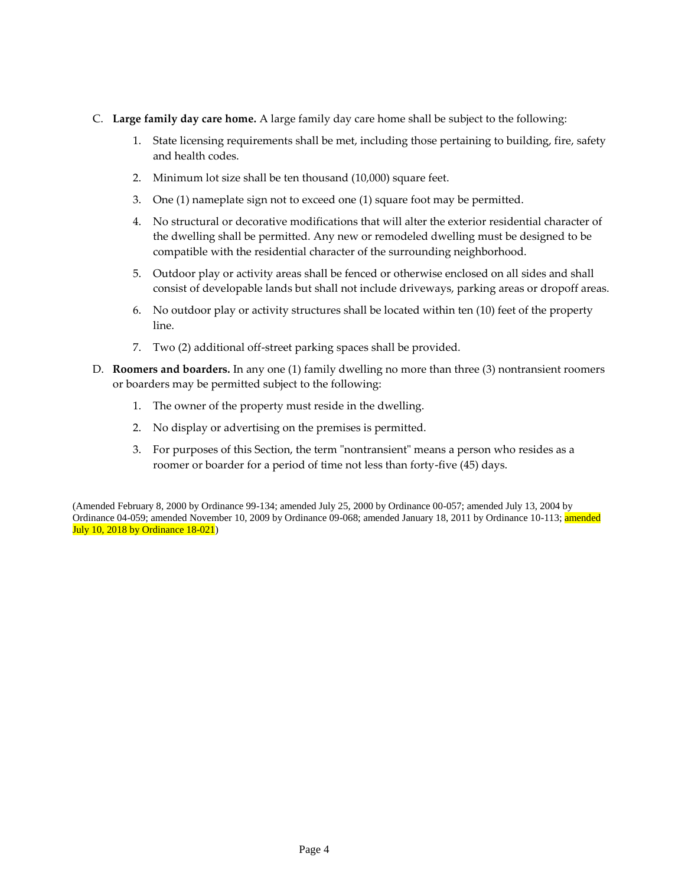C. **Large family day care home.** A large family day care home shall be subject to the following:

   1. State licensing requirements shall be met, including those pertaining to building, fire, safety and health codes.

   2. Minimum lot size shall be ten thousand (10,000) square feet.

   3. One (1) nameplate sign not to exceed one (1) square foot may be permitted.

   4. No structural or decorative modifications that will alter the exterior residential character of the dwelling shall be permitted. Any new or remodeled dwelling must be designed to be compatible with the residential character of the surrounding neighborhood.

   5. Outdoor play or activity areas shall be fenced or otherwise enclosed on all sides and shall consist of developable lands but shall not include driveways, parking areas or dropoff areas.

   6. No outdoor play or activity structures shall be located within ten (10) feet of the property line.

   7. Two (2) additional off-street parking spaces shall be provided.

D. **Roomers and boarders.** In any one (1) family dwelling no more than three (3) nontransient roomers or boarders may be permitted subject to the following:

   1. The owner of the property must reside in the dwelling.

   2. No display or advertising on the premises is permitted.

   3. For purposes of this Section, the term "nontransient" means a person who resides as a roomer or boarder for a period of time not less than forty-five (45) days.

(Amended February 8, 2000 by Ordinance 99-134; amended July 25, 2000 by Ordinance 00-057; amended July 13, 2004 by Ordinance 04-059; amended November 10, 2009 by Ordinance 09-068; amended January 18, 2011 by Ordinance 10-113; amended July 10, 2018 by Ordinance 18-021)